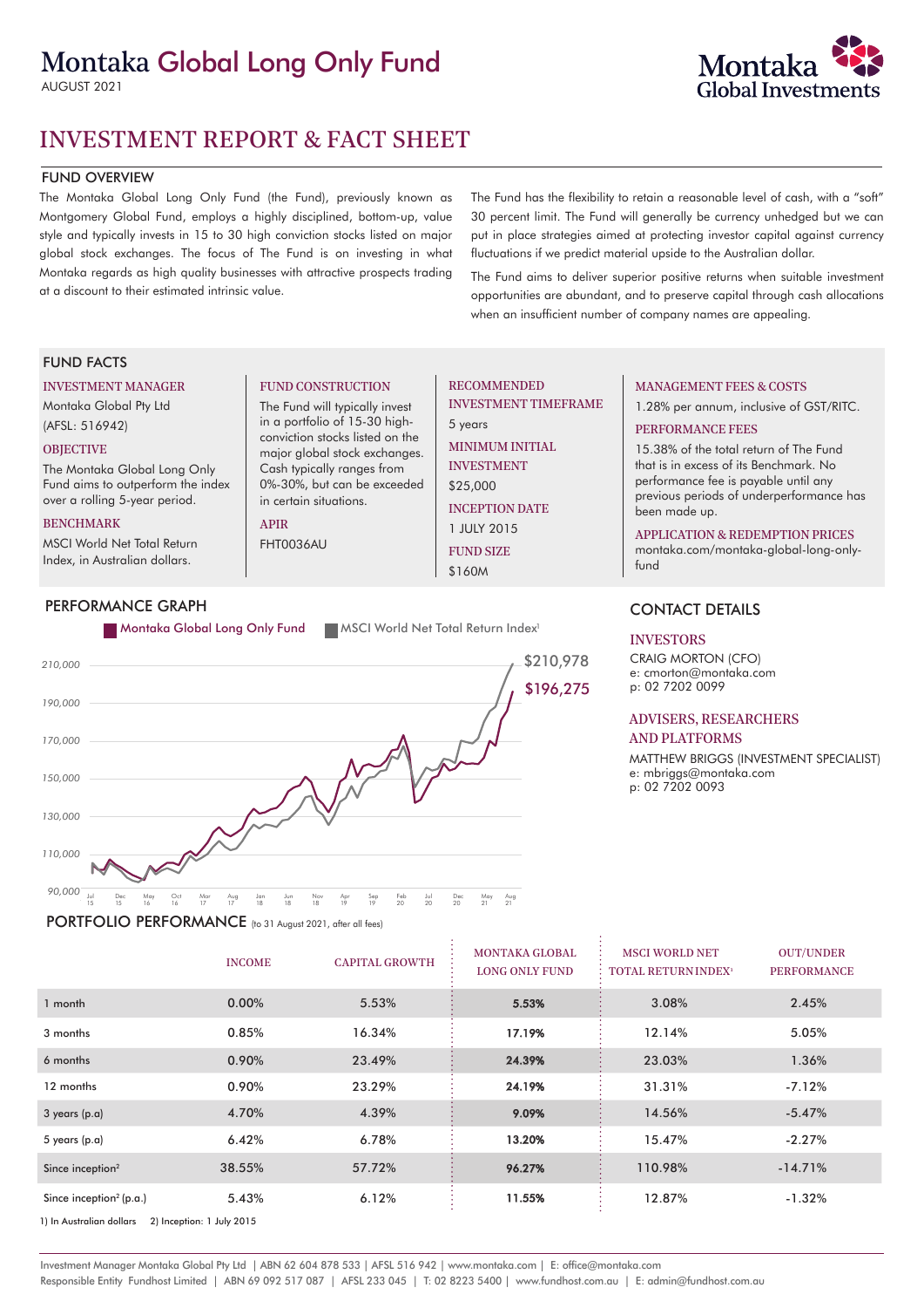# Montaka Global Long Only Fund

AUGUST 2021

## INVESTMENT REPORT & FACT SHEET

### FUND OVERVIEW

The Montaka Global Long Only Fund (the Fund), previously known as Montgomery Global Fund, employs a highly disciplined, bottom-up, value style and typically invests in 15 to 30 high conviction stocks listed on major global stock exchanges. The focus of The Fund is on investing in what Montaka regards as high quality businesses with attractive prospects trading at a discount to their estimated intrinsic value.

The Fund has the flexibility to retain a reasonable level of cash, with a "soft" 30 percent limit. The Fund will generally be currency unhedged but we can put in place strategies aimed at protecting investor capital against currency fluctuations if we predict material upside to the Australian dollar.

The Fund aims to deliver superior positive returns when suitable investment opportunities are abundant, and to preserve capital through cash allocations when an insufficient number of company names are appealing.

### FUND FACTS

**INVESTMENT MANAGER**
Montaka Global Pty Ltd
(AFSL: 516942)

**OBJECTIVE**
The Montaka Global Long Only Fund aims to outperform the index over a rolling 5-year period.

**BENCHMARK**
MSCI World Net Total Return Index, in Australian dollars.

**FUND CONSTRUCTION**
The Fund will typically invest in a portfolio of 15-30 high-conviction stocks listed on the major global stock exchanges. Cash typically ranges from 0%-30%, but can be exceeded in certain situations.

**APIR**
FHT0036AU

**RECOMMENDED INVESTMENT TIMEFRAME**
5 years

**MINIMUM INITIAL INVESTMENT**
$25,000

**INCEPTION DATE**
1 JULY 2015

**FUND SIZE**
$160M

**MANAGEMENT FEES & COSTS**
1.28% per annum, inclusive of GST/RITC.

**PERFORMANCE FEES**
15.38% of the total return of The Fund that is in excess of its Benchmark. No performance fee is payable until any previous periods of underperformance has been made up.

**APPLICATION & REDEMPTION PRICES**
montaka.com/montaka-global-long-only-fund

### PERFORMANCE GRAPH

Montaka Global Long Only Fund — $196,275
MSCI World Net Total Return Index[1] — $210,978

### CONTACT DETAILS

**INVESTORS**
CRAIG MORTON (CFO)
e: cmorton@montaka.com
p: 02 7202 0099

**ADVISERS, RESEARCHERS AND PLATFORMS**
MATTHEW BRIGGS (INVESTMENT SPECIALIST)
e: mbriggs@montaka.com
p: 02 7202 0093

### PORTFOLIO PERFORMANCE (to 31 August 2021, after all fees)

| | INCOME | CAPITAL GROWTH | MONTAKA GLOBAL LONG ONLY FUND | MSCI WORLD NET TOTAL RETURN INDEX[1] | OUT/UNDER PERFORMANCE |
|---|---|---|---|---|---|
| 1 month | 0.00% | 5.53% | **5.53%** | 3.08% | 2.45% |
| 3 months | 0.85% | 16.34% | **17.19%** | 12.14% | 5.05% |
| 6 months | 0.90% | 23.49% | **24.39%** | 23.03% | 1.36% |
| 12 months | 0.90% | 23.29% | **24.19%** | 31.31% | -7.12% |
| 3 years (p.a) | 4.70% | 4.39% | **9.09%** | 14.56% | -5.47% |
| 5 years (p.a) | 6.42% | 6.78% | **13.20%** | 15.47% | -2.27% |
| Since inception[2] | 38.55% | 57.72% | **96.27%** | 110.98% | -14.71% |
| Since inception[2] (p.a.) | 5.43% | 6.12% | **11.55%** | 12.87% | -1.32% |

1) In Australian dollars 2) Inception: 1 July 2015

Investment Manager Montaka Global Pty Ltd | ABN 62 604 878 533 | AFSL 516 942 | www.montaka.com | E: office@montaka.com
Responsible Entity Fundhost Limited | ABN 69 092 517 087 | AFSL 233 045 | T: 02 8223 5400 | www.fundhost.com.au | E: admin@fundhost.com.au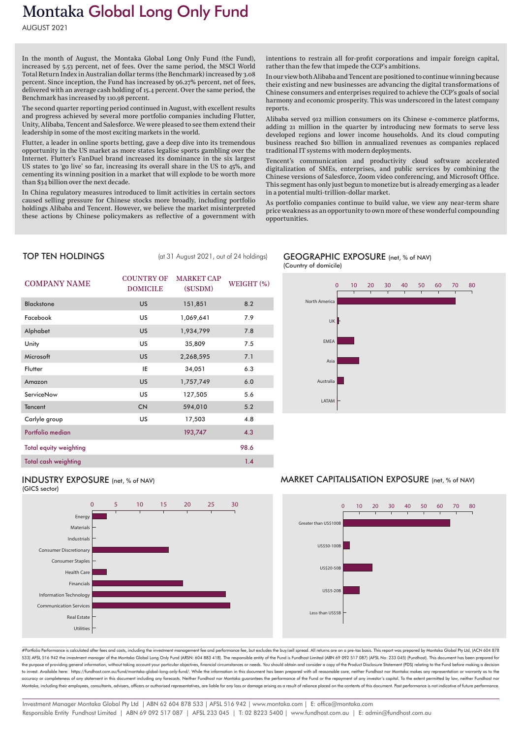# Montaka Global Long Only Fund

AUGUST 2021

In the month of August, the Montaka Global Long Only Fund (the Fund), increased by 5.53 percent, net of fees. Over the same period, the MSCI World Total Return Index in Australian dollar terms (the Benchmark) increased by 3.08 percent. Since inception, the Fund has increased by 96.27% percent, net of fees, delivered with an average cash holding of 15.4 percent. Over the same period, the Benchmark has increased by 110.98 percent.

The second quarter reporting period continued in August, with excellent results and progress achieved by several more portfolio companies including Flutter, Unity, Alibaba, Tencent and Salesforce. We were pleased to see them extend their leadership in some of the most exciting markets in the world.

Flutter, a leader in online sports betting, gave a deep dive into its tremendous opportunity in the US market as more states legalise sports gambling over the Internet. Flutter's FanDuel brand increased its dominance in the six largest US states to 'go live' so far, increasing its overall share in the US to 45%, and cementing its winning position in a market that will explode to be worth more than $34 billion over the next decade.

In China regulatory measures introduced to limit activities in certain sectors caused selling pressure for Chinese stocks more broadly, including portfolio holdings Alibaba and Tencent. However, we believe the market misinterpreted these actions by Chinese policymakers as reflective of a government with intentions to restrain all for-profit corporations and impair foreign capital, rather than the few that impede the CCP's ambitions.

In our view both Alibaba and Tencent are positioned to continue winning because their existing and new businesses are advancing the digital transformations of Chinese consumers and enterprises required to achieve the CCP's goals of social harmony and economic prosperity. This was underscored in the latest company reports.

Alibaba served 912 million consumers on its Chinese e-commerce platforms, adding 21 million in the quarter by introducing new formats to serve less developed regions and lower income households. And its cloud computing business reached $10 billion in annualized revenues as companies replaced traditional IT systems with modern deployments.

Tencent's communication and productivity cloud software accelerated digitalization of SMEs, enterprises, and public services by combining the Chinese versions of Salesforce, Zoom video conferencing, and Microsoft Office. This segment has only just begun to monetize but is already emerging as a leader in a potential multi-trillion-dollar market.

As portfolio companies continue to build value, we view any near-term share price weakness as an opportunity to own more of these wonderful compounding opportunities.

## TOP TEN HOLDINGS

(at 31 August 2021, out of 24 holdings)

| COMPANY NAME | COUNTRY OF DOMICILE | MARKET CAP ($USDM) | WEIGHT (%) |
|---|---|---|---|
| Blackstone | US | 151,851 | 8.2 |
| Facebook | US | 1,069,641 | 7.9 |
| Alphabet | US | 1,934,799 | 7.8 |
| Unity | US | 35,809 | 7.5 |
| Microsoft | US | 2,268,595 | 7.1 |
| Flutter | IE | 34,051 | 6.3 |
| Amazon | US | 1,757,749 | 6.0 |
| ServiceNow | US | 127,505 | 5.6 |
| Tencent | CN | 594,010 | 5.2 |
| Carlyle group | US | 17,503 | 4.8 |
| Portfolio median | | 193,747 | 4.3 |
| Total equity weighting | | | 98.6 |
| Total cash weighting | | | 1.4 |

## GEOGRAPHIC EXPOSURE (net, % of NAV)

(Country of domicile)

0 10 20 30 40 50 60 70 80

North America
UK
EMEA
Asia
Australia
LATAM

## INDUSTRY EXPOSURE (net, % of NAV)

(GICS sector)

0 5 10 15 20 25 30

Energy
Materials
Industrials
Consumer Discretionary
Consumer Staples
Health Care
Financials
Information Technology
Communication Services
Real Estate
Utilities

## MARKET CAPITALISATION EXPOSURE (net, % of NAV)

0 10 20 30 40 50 60 70 80

Greater than US$100B
US$50-100B
US$20-50B
US$5-20B
Less than US$5B

#Portfolio Performance is calculated after fees and costs, including the investment management fee and performance fee, but excludes the buy/sell spread. All returns are on a pre-tax basis. This report was prepared by Montaka Global Pty Ltd, (ACN 604 878 533) AFSL 516 942 the investment manager of the Montaka Global Long Only Fund (ARSN: 604 883 418). The responsible entity of the Fund is Fundhost Limited (ABN 69 092 517 087) (AFSL No: 233 045) (Fundhost). This document has been prepared for the purpose of providing general information, without taking account your particular objectives, financial circumstances or needs. You should obtain and consider a copy of the Product Disclosure Statement (PDS) relating to the Fund before making a decision to invest. Available here: https://fundhost.com.au/fund/montaka-global-long-only-fund/. While the information in this document has been prepared with all reasonable care, neither Fundhost nor Montaka makes any representation or warranty as to the accuracy or completeness of any statement in this document including any forecasts. Neither Fundhost nor Montaka guarantees the performance of the Fund or the repayment of any investor's capital. To the extent permitted by law, neither Fundhost nor Montaka, including their employees, consultants, advisers, officers or authorised representatives, are liable for any loss or damage arising as a result of reliance placed on the contents of this document. Past performance is not indicative of future performance.

Investment Manager Montaka Global Pty Ltd | ABN 62 604 878 533 | AFSL 516 942 | www.montaka.com | E: office@montaka.com
Responsible Entity Fundhost Limited | ABN 69 092 517 087 | AFSL 233 045 | T: 02 8223 5400 | www.fundhost.com.au | E: admin@fundhost.com.au